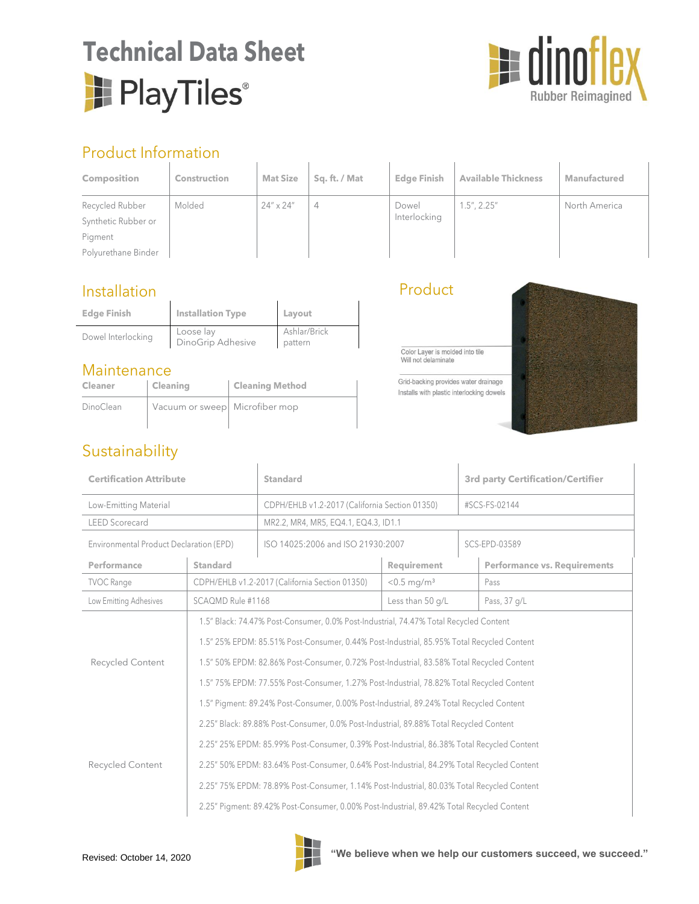# Technical Data Sheet

# PlayTiles®

dinoflex Rubber Reimagined

## Product Information

| Composition | Construction | Mat Size | Sq. ft. / Mat | Edge Finish | Available Thickness | Manufactured |
|---|---|---|---|---|---|---|
| Recycled Rubber<br>Synthetic Rubber or Pigment<br>Polyurethane Binder | Molded | 24" x 24" | 4 | Dowel Interlocking | 1.5", 2.25" | North America |

## Installation

| Edge Finish | Installation Type | Layout |
|---|---|---|
| Dowel Interlocking | Loose lay<br>DinoGrip Adhesive | Ashlar/Brick pattern |

## Maintenance

| Cleaner | Cleaning | Cleaning Method |
|---|---|---|
| DinoClean | Vacuum or sweep | Microfiber mop |

## Product

Color Layer is molded into tile
Will not delaminate

Grid-backing provides water drainage
Installs with plastic interlocking dowels

## Sustainability

| Certification Attribute | Standard | 3rd party Certification/Certifier |
|---|---|---|
| Low-Emitting Material | CDPH/EHLB v1.2-2017 (California Section 01350) | #SCS-FS-02144 |
| LEED Scorecard | MR2.2, MR4, MR5, EQ4.1, EQ4.3, ID1.1 | |
| Environmental Product Declaration (EPD) | ISO 14025:2006 and ISO 21930:2007 | SCS-EPD-03589 |

| Performance | Standard | Requirement | Performance vs. Requirements |
|---|---|---|---|
| TVOC Range | CDPH/EHLB v1.2-2017 (California Section 01350) | <0.5 mg/m³ | Pass |
| Low Emitting Adhesives | SCAQMD Rule #1168 | Less than 50 g/L | Pass, 37 g/L |

| | |
|---|---|
| Recycled Content | 1.5" Black: 74.47% Post-Consumer, 0.0% Post-Industrial, 74.47% Total Recycled Content<br>1.5" 25% EPDM: 85.51% Post-Consumer, 0.44% Post-Industrial, 85.95% Total Recycled Content<br>1.5" 50% EPDM: 82.86% Post-Consumer, 0.72% Post-Industrial, 83.58% Total Recycled Content<br>1.5" 75% EPDM: 77.55% Post-Consumer, 1.27% Post-Industrial, 78.82% Total Recycled Content<br>1.5" Pigment: 89.24% Post-Consumer, 0.00% Post-Industrial, 89.24% Total Recycled Content |
| Recycled Content | 2.25" Black: 89.88% Post-Consumer, 0.0% Post-Industrial, 89.88% Total Recycled Content<br>2.25" 25% EPDM: 85.99% Post-Consumer, 0.39% Post-Industrial, 86.38% Total Recycled Content<br>2.25" 50% EPDM: 83.64% Post-Consumer, 0.64% Post-Industrial, 84.29% Total Recycled Content<br>2.25" 75% EPDM: 78.89% Post-Consumer, 1.14% Post-Industrial, 80.03% Total Recycled Content<br>2.25" Pigment: 89.42% Post-Consumer, 0.00% Post-Industrial, 89.42% Total Recycled Content |

Revised: October 14, 2020

**"We believe when we help our customers succeed, we succeed."**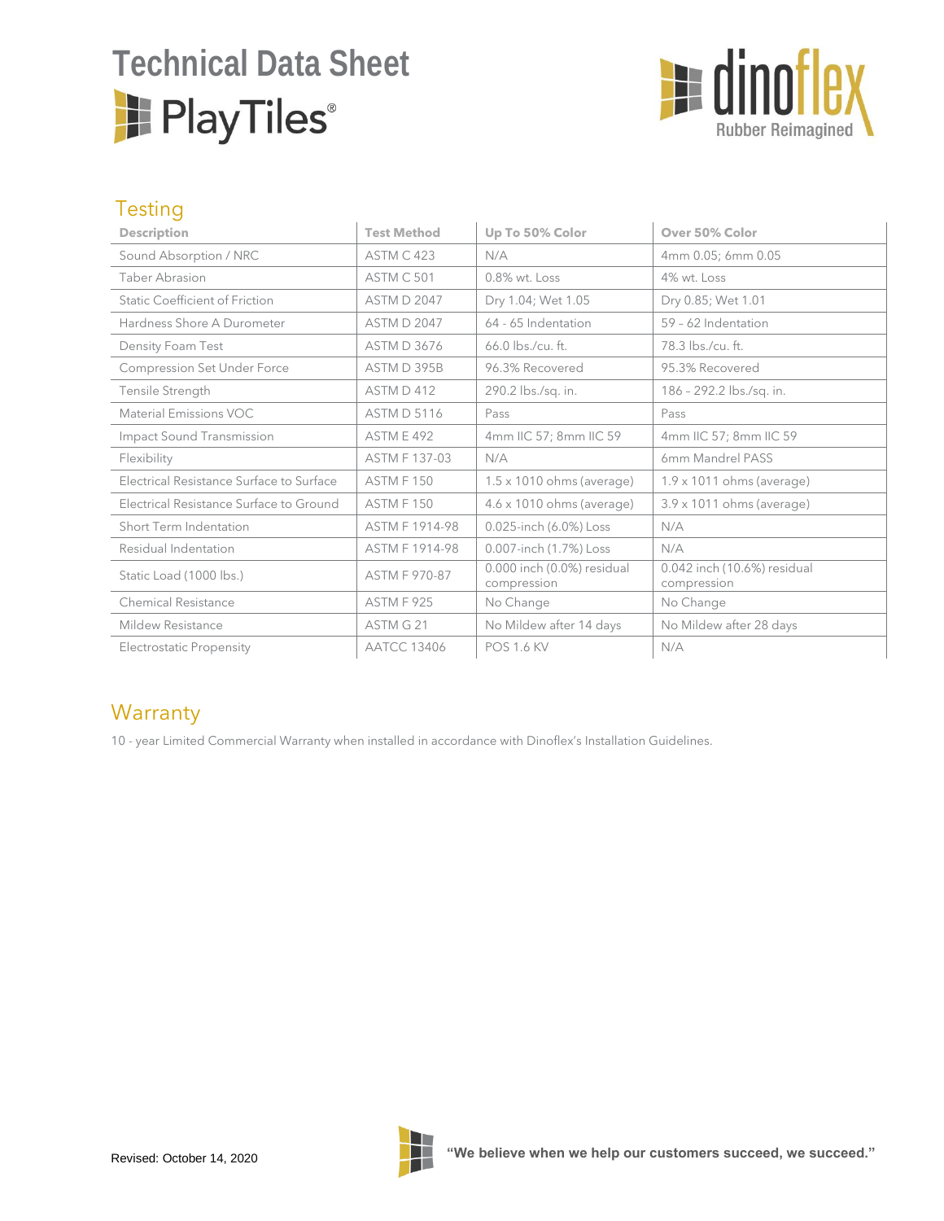# Technical Data Sheet

PlayTiles®

dinoflex Rubber Reimagined

## Testing

| Description | Test Method | Up To 50% Color | Over 50% Color |
|---|---|---|---|
| Sound Absorption / NRC | ASTM C 423 | N/A | 4mm 0.05; 6mm 0.05 |
| Taber Abrasion | ASTM C 501 | 0.8% wt. Loss | 4% wt. Loss |
| Static Coefficient of Friction | ASTM D 2047 | Dry 1.04; Wet 1.05 | Dry 0.85; Wet 1.01 |
| Hardness Shore A Durometer | ASTM D 2047 | 64 - 65 Indentation | 59 – 62 Indentation |
| Density Foam Test | ASTM D 3676 | 66.0 lbs./cu. ft. | 78.3 lbs./cu. ft. |
| Compression Set Under Force | ASTM D 395B | 96.3% Recovered | 95.3% Recovered |
| Tensile Strength | ASTM D 412 | 290.2 lbs./sq. in. | 186 – 292.2 lbs./sq. in. |
| Material Emissions VOC | ASTM D 5116 | Pass | Pass |
| Impact Sound Transmission | ASTM E 492 | 4mm IIC 57; 8mm IIC 59 | 4mm IIC 57; 8mm IIC 59 |
| Flexibility | ASTM F 137-03 | N/A | 6mm Mandrel PASS |
| Electrical Resistance Surface to Surface | ASTM F 150 | 1.5 x 1010 ohms (average) | 1.9 x 1011 ohms (average) |
| Electrical Resistance Surface to Ground | ASTM F 150 | 4.6 x 1010 ohms (average) | 3.9 x 1011 ohms (average) |
| Short Term Indentation | ASTM F 1914-98 | 0.025-inch (6.0%) Loss | N/A |
| Residual Indentation | ASTM F 1914-98 | 0.007-inch (1.7%) Loss | N/A |
| Static Load (1000 lbs.) | ASTM F 970-87 | 0.000 inch (0.0%) residual compression | 0.042 inch (10.6%) residual compression |
| Chemical Resistance | ASTM F 925 | No Change | No Change |
| Mildew Resistance | ASTM G 21 | No Mildew after 14 days | No Mildew after 28 days |
| Electrostatic Propensity | AATCC 13406 | POS 1.6 KV | N/A |

## Warranty

10 - year Limited Commercial Warranty when installed in accordance with Dinoflex's Installation Guidelines.

Revised: October 14, 2020

**"We believe when we help our customers succeed, we succeed."**